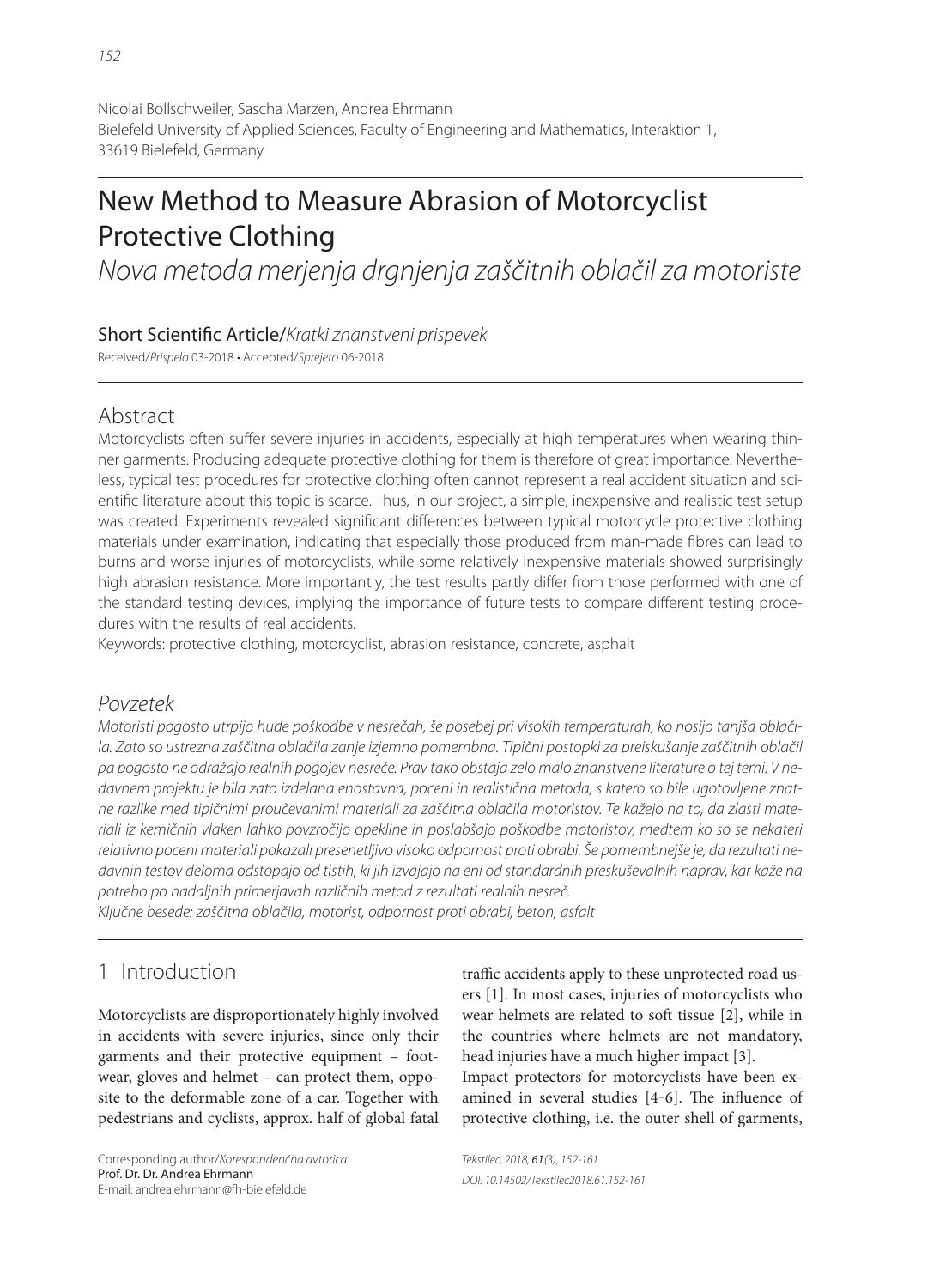Nicolai Bollschweiler, Sascha Marzen, Andrea Ehrmann
Bielefeld University of Applied Sciences, Faculty of Engineering and Mathematics, Interaktion 1, 33619 Bielefeld, Germany

# New Method to Measure Abrasion of Motorcyclist Protective Clothing

*Nova metoda merjenja drgnjenja zaščitnih oblačil za motoriste*

Short Scientific Article/*Kratki znanstveni prispevek*

Received/*Prispelo* 03-2018 • Accepted/*Sprejeto* 06-2018

## Abstract

Motorcyclists often suffer severe injuries in accidents, especially at high temperatures when wearing thinner garments. Producing adequate protective clothing for them is therefore of great importance. Nevertheless, typical test procedures for protective clothing often cannot represent a real accident situation and scientific literature about this topic is scarce. Thus, in our project, a simple, inexpensive and realistic test setup was created. Experiments revealed significant differences between typical motorcycle protective clothing materials under examination, indicating that especially those produced from man-made fibres can lead to burns and worse injuries of motorcyclists, while some relatively inexpensive materials showed surprisingly high abrasion resistance. More importantly, the test results partly differ from those performed with one of the standard testing devices, implying the importance of future tests to compare different testing procedures with the results of real accidents.

Keywords: protective clothing, motorcyclist, abrasion resistance, concrete, asphalt

## *Povzetek*

*Motoristi pogosto utrpijo hude poškodbe v nesrečah, še posebej pri visokih temperaturah, ko nosijo tanjša oblačila. Zato so ustrezna zaščitna oblačila zanje izjemno pomembna. Tipični postopki za preiskušanje zaščitnih oblačil pa pogosto ne odražajo realnih pogojev nesreče. Prav tako obstaja zelo malo znanstvene literature o tej temi. V nedavnem projektu je bila zato izdelana enostavna, poceni in realistična metoda, s katero so bile ugotovljene znatne razlike med tipičnimi proučevanimi materiali za zaščitna oblačila motoristov. Te kažejo na to, da zlasti materiali iz kemičnih vlaken lahko povzročijo opekline in poslabšajo poškodbe motoristov, medtem ko so se nekateri relativno poceni materiali pokazali presenetljivo visoko odpornost proti obrabi. Še pomembnejše je, da rezultati nedavnih testov deloma odstopajo od tistih, ki jih izvajajo na eni od standardnih preskuševalnih naprav, kar kaže na potrebo po nadaljnih primerjavah različnih metod z rezultati realnih nesreč.*

*Ključne besede: zaščitna oblačila, motorist, odpornost proti obrabi, beton, asfalt*

## 1 Introduction

Motorcyclists are disproportionately highly involved in accidents with severe injuries, since only their garments and their protective equipment – footwear, gloves and helmet – can protect them, opposite to the deformable zone of a car. Together with pedestrians and cyclists, approx. half of global fatal traffic accidents apply to these unprotected road users [1]. In most cases, injuries of motorcyclists who wear helmets are related to soft tissue [2], while in the countries where helmets are not mandatory, head injuries have a much higher impact [3].

Impact protectors for motorcyclists have been examined in several studies [4-6]. The influence of protective clothing, i.e. the outer shell of garments,

Corresponding author/*Korespondenčna avtorica:*
Prof. Dr. Dr. Andrea Ehrmann
E-mail: andrea.ehrmann@fh-bielefeld.de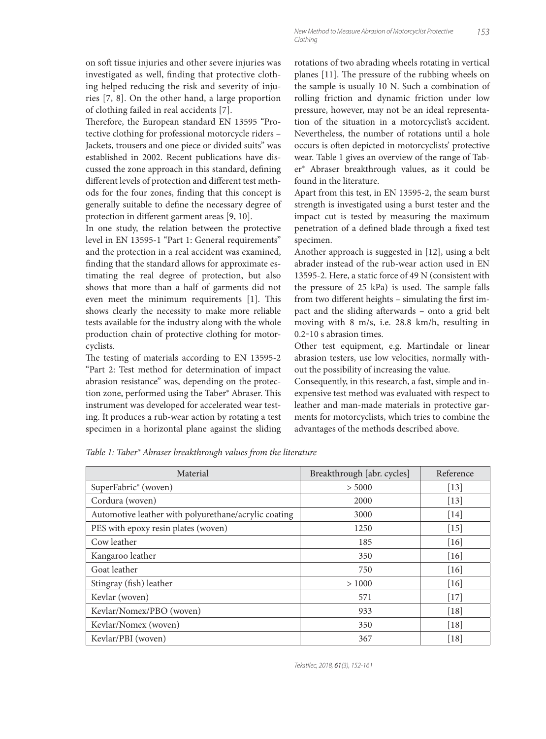on soft tissue injuries and other severe injuries was investigated as well, finding that protective clothing helped reducing the risk and severity of injuries [7, 8]. On the other hand, a large proportion of clothing failed in real accidents [7].

Therefore, the European standard EN 13595 "Protective clothing for professional motorcycle riders – Jackets, trousers and one piece or divided suits" was established in 2002. Recent publications have discussed the zone approach in this standard, defining different levels of protection and different test methods for the four zones, finding that this concept is generally suitable to define the necessary degree of protection in different garment areas [9, 10].

In one study, the relation between the protective level in EN 13595-1 "Part 1: General requirements" and the protection in a real accident was examined, finding that the standard allows for approximate estimating the real degree of protection, but also shows that more than a half of garments did not even meet the minimum requirements [1]. This shows clearly the necessity to make more reliable tests available for the industry along with the whole production chain of protective clothing for motorcyclists.

The testing of materials according to EN 13595-2 "Part 2: Test method for determination of impact abrasion resistance" was, depending on the protection zone, performed using the Taber® Abraser. This instrument was developed for accelerated wear testing. It produces a rub-wear action by rotating a test specimen in a horizontal plane against the sliding rotations of two abrading wheels rotating in vertical planes [11]. The pressure of the rubbing wheels on the sample is usually 10 N. Such a combination of rolling friction and dynamic friction under low pressure, however, may not be an ideal representation of the situation in a motorcyclist's accident. Nevertheless, the number of rotations until a hole occurs is often depicted in motorcyclists' protective wear. Table 1 gives an overview of the range of Taber® Abraser breakthrough values, as it could be found in the literature.

Apart from this test, in EN 13595-2, the seam burst strength is investigated using a burst tester and the impact cut is tested by measuring the maximum penetration of a defined blade through a fixed test specimen.

Another approach is suggested in [12], using a belt abrader instead of the rub-wear action used in EN 13595-2. Here, a static force of 49 N (consistent with the pressure of 25 kPa) is used. The sample falls from two different heights – simulating the first impact and the sliding afterwards – onto a grid belt moving with 8 m/s, i.e. 28.8 km/h, resulting in 0.2–10 s abrasion times.

Other test equipment, e.g. Martindale or linear abrasion testers, use low velocities, normally without the possibility of increasing the value.

Consequently, in this research, a fast, simple and inexpensive test method was evaluated with respect to leather and man-made materials in protective garments for motorcyclists, which tries to combine the advantages of the methods described above.

*Table 1: Taber® Abraser breakthrough values from the literature*

| Material | Breakthrough [abr. cycles] | Reference |
|---|---|---|
| SuperFabric® (woven) | > 5000 | [13] |
| Cordura (woven) | 2000 | [13] |
| Automotive leather with polyurethane/acrylic coating | 3000 | [14] |
| PES with epoxy resin plates (woven) | 1250 | [15] |
| Cow leather | 185 | [16] |
| Kangaroo leather | 350 | [16] |
| Goat leather | 750 | [16] |
| Stingray (fish) leather | > 1000 | [16] |
| Kevlar (woven) | 571 | [17] |
| Kevlar/Nomex/PBO (woven) | 933 | [18] |
| Kevlar/Nomex (woven) | 350 | [18] |
| Kevlar/PBI (woven) | 367 | [18] |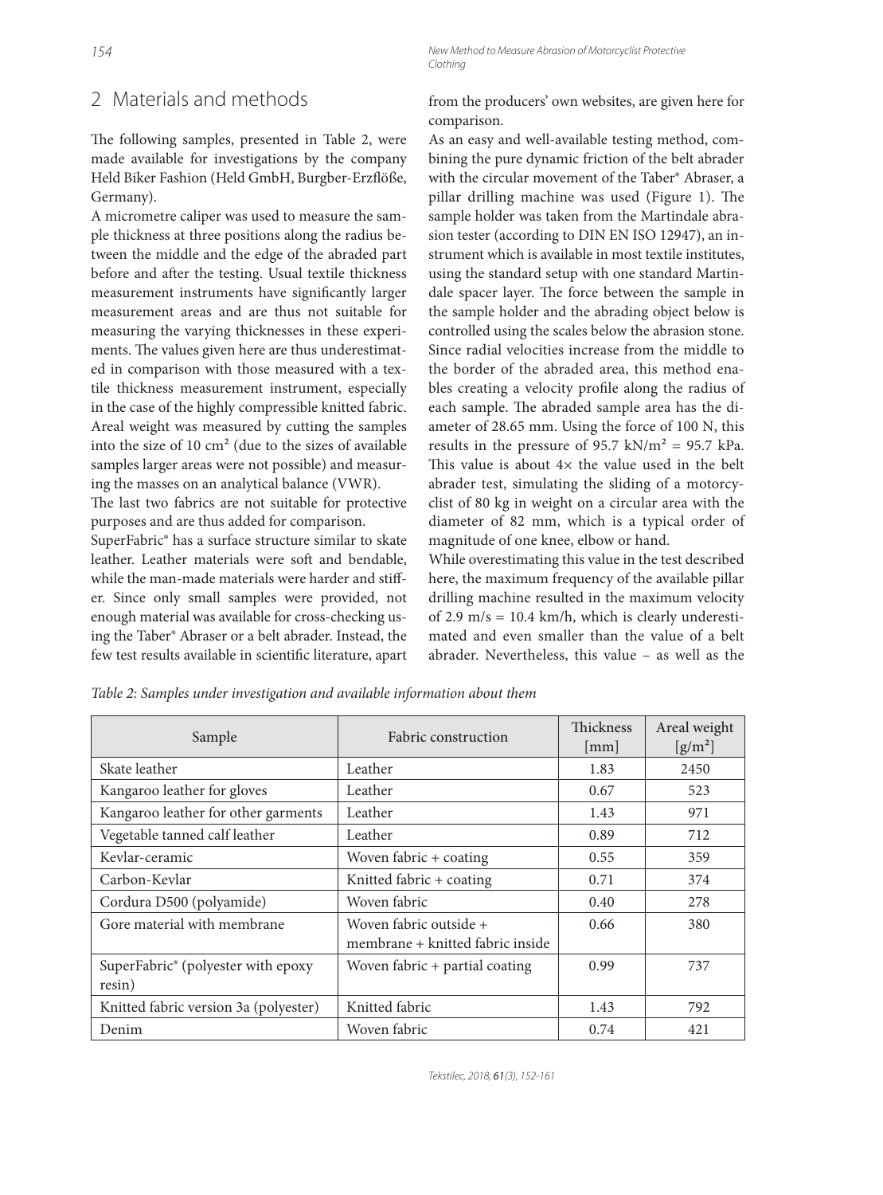## 2 Materials and methods

The following samples, presented in Table 2, were made available for investigations by the company Held Biker Fashion (Held GmbH, Burgber-Erzflöße, Germany).

A micrometre caliper was used to measure the sample thickness at three positions along the radius between the middle and the edge of the abraded part before and after the testing. Usual textile thickness measurement instruments have significantly larger measurement areas and are thus not suitable for measuring the varying thicknesses in these experiments. The values given here are thus underestimated in comparison with those measured with a textile thickness measurement instrument, especially in the case of the highly compressible knitted fabric. Areal weight was measured by cutting the samples into the size of 10 cm² (due to the sizes of available samples larger areas were not possible) and measuring the masses on an analytical balance (VWR).

The last two fabrics are not suitable for protective purposes and are thus added for comparison.

SuperFabric® has a surface structure similar to skate leather. Leather materials were soft and bendable, while the man-made materials were harder and stiffer. Since only small samples were provided, not enough material was available for cross-checking using the Taber® Abraser or a belt abrader. Instead, the few test results available in scientific literature, apart from the producers' own websites, are given here for comparison.

As an easy and well-available testing method, combining the pure dynamic friction of the belt abrader with the circular movement of the Taber® Abraser, a pillar drilling machine was used (Figure 1). The sample holder was taken from the Martindale abrasion tester (according to DIN EN ISO 12947), an instrument which is available in most textile institutes, using the standard setup with one standard Martindale spacer layer. The force between the sample in the sample holder and the abrading object below is controlled using the scales below the abrasion stone. Since radial velocities increase from the middle to the border of the abraded area, this method enables creating a velocity profile along the radius of each sample. The abraded sample area has the diameter of 28.65 mm. Using the force of 100 N, this results in the pressure of 95.7 kN/m² = 95.7 kPa. This value is about 4× the value used in the belt abrader test, simulating the sliding of a motorcyclist of 80 kg in weight on a circular area with the diameter of 82 mm, which is a typical order of magnitude of one knee, elbow or hand.

While overestimating this value in the test described here, the maximum frequency of the available pillar drilling machine resulted in the maximum velocity of 2.9 m/s = 10.4 km/h, which is clearly underestimated and even smaller than the value of a belt abrader. Nevertheless, this value – as well as the

*Table 2: Samples under investigation and available information about them*

| Sample | Fabric construction | Thickness [mm] | Areal weight [g/m²] |
|---|---|---|---|
| Skate leather | Leather | 1.83 | 2450 |
| Kangaroo leather for gloves | Leather | 0.67 | 523 |
| Kangaroo leather for other garments | Leather | 1.43 | 971 |
| Vegetable tanned calf leather | Leather | 0.89 | 712 |
| Kevlar-ceramic | Woven fabric + coating | 0.55 | 359 |
| Carbon-Kevlar | Knitted fabric + coating | 0.71 | 374 |
| Cordura D500 (polyamide) | Woven fabric | 0.40 | 278 |
| Gore material with membrane | Woven fabric outside + membrane + knitted fabric inside | 0.66 | 380 |
| SuperFabric® (polyester with epoxy resin) | Woven fabric + partial coating | 0.99 | 737 |
| Knitted fabric version 3a (polyester) | Knitted fabric | 1.43 | 792 |
| Denim | Woven fabric | 0.74 | 421 |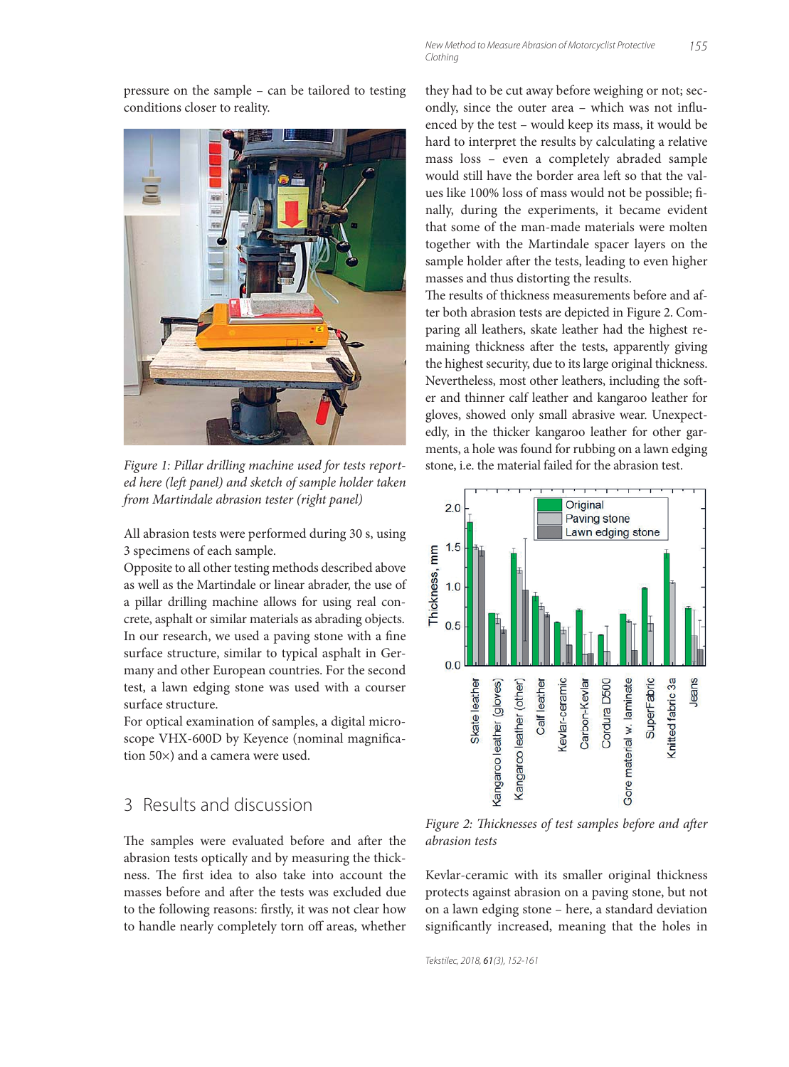pressure on the sample – can be tailored to testing conditions closer to reality.

Figure 1: Pillar drilling machine used for tests reported here (left panel) and sketch of sample holder taken from Martindale abrasion tester (right panel)

All abrasion tests were performed during 30 s, using 3 specimens of each sample.

Opposite to all other testing methods described above as well as the Martindale or linear abrader, the use of a pillar drilling machine allows for using real concrete, asphalt or similar materials as abrading objects. In our research, we used a paving stone with a fine surface structure, similar to typical asphalt in Germany and other European countries. For the second test, a lawn edging stone was used with a courser surface structure.

For optical examination of samples, a digital microscope VHX-600D by Keyence (nominal magnification 50×) and a camera were used.

## 3 Results and discussion

The samples were evaluated before and after the abrasion tests optically and by measuring the thickness. The first idea to also take into account the masses before and after the tests was excluded due to the following reasons: firstly, it was not clear how to handle nearly completely torn off areas, whether they had to be cut away before weighing or not; secondly, since the outer area – which was not influenced by the test – would keep its mass, it would be hard to interpret the results by calculating a relative mass loss – even a completely abraded sample would still have the border area left so that the values like 100% loss of mass would not be possible; finally, during the experiments, it became evident that some of the man-made materials were molten together with the Martindale spacer layers on the sample holder after the tests, leading to even higher masses and thus distorting the results.

The results of thickness measurements before and after both abrasion tests are depicted in Figure 2. Comparing all leathers, skate leather had the highest remaining thickness after the tests, apparently giving the highest security, due to its large original thickness. Nevertheless, most other leathers, including the softer and thinner calf leather and kangaroo leather for gloves, showed only small abrasive wear. Unexpectedly, in the thicker kangaroo leather for other garments, a hole was found for rubbing on a lawn edging stone, i.e. the material failed for the abrasion test.

Figure 2: Thicknesses of test samples before and after abrasion tests

Kevlar-ceramic with its smaller original thickness protects against abrasion on a paving stone, but not on a lawn edging stone – here, a standard deviation significantly increased, meaning that the holes in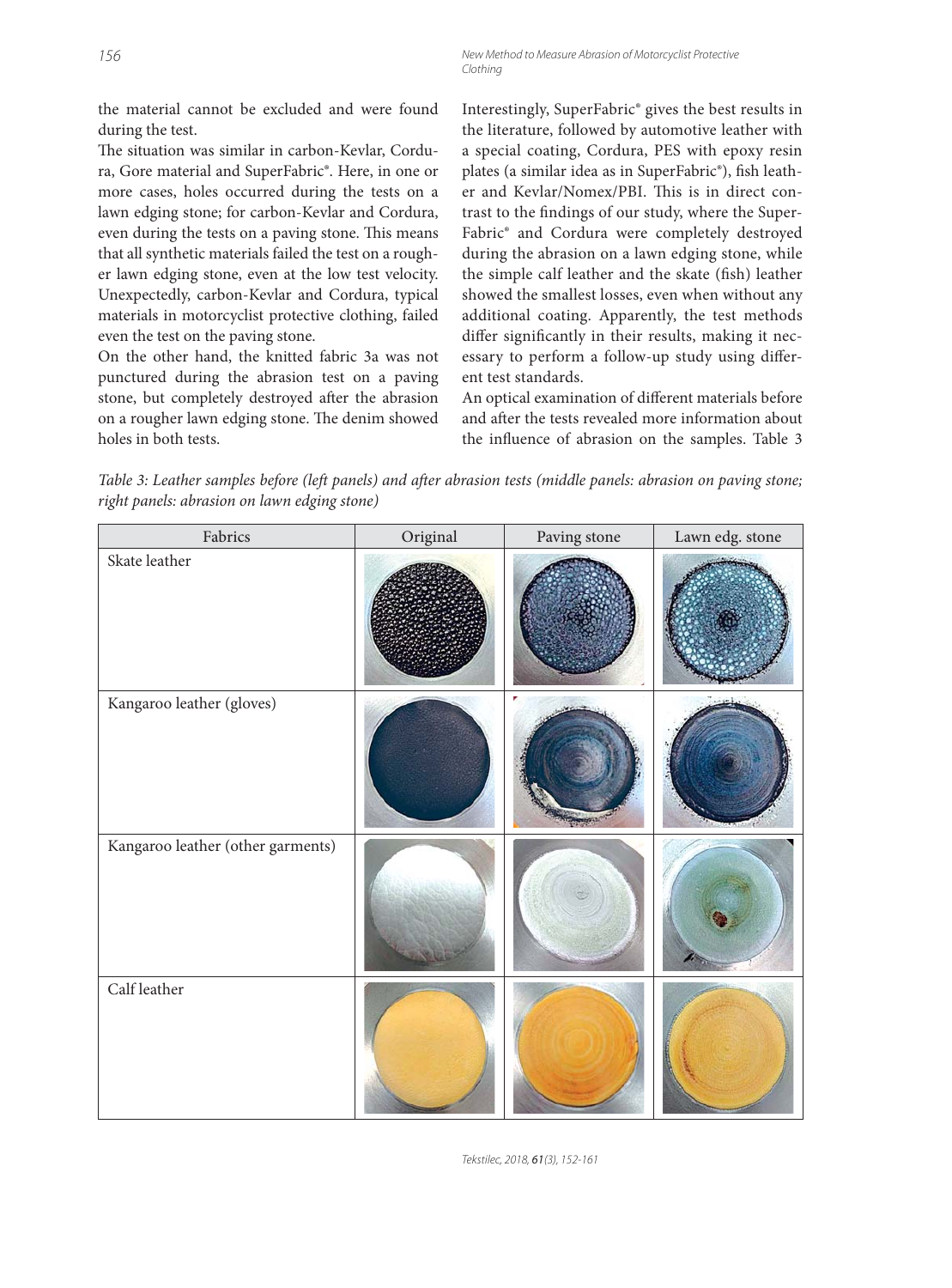the material cannot be excluded and were found during the test.

The situation was similar in carbon-Kevlar, Cordura, Gore material and SuperFabric®. Here, in one or more cases, holes occurred during the tests on a lawn edging stone; for carbon-Kevlar and Cordura, even during the tests on a paving stone. This means that all synthetic materials failed the test on a rougher lawn edging stone, even at the low test velocity. Unexpectedly, carbon-Kevlar and Cordura, typical materials in motorcyclist protective clothing, failed even the test on the paving stone.

On the other hand, the knitted fabric 3a was not punctured during the abrasion test on a paving stone, but completely destroyed after the abrasion on a rougher lawn edging stone. The denim showed holes in both tests.

Interestingly, SuperFabric® gives the best results in the literature, followed by automotive leather with a special coating, Cordura, PES with epoxy resin plates (a similar idea as in SuperFabric®), fish leather and Kevlar/Nomex/PBI. This is in direct contrast to the findings of our study, where the SuperFabric® and Cordura were completely destroyed during the abrasion on a lawn edging stone, while the simple calf leather and the skate (fish) leather showed the smallest losses, even when without any additional coating. Apparently, the test methods differ significantly in their results, making it necessary to perform a follow-up study using different test standards.

An optical examination of different materials before and after the tests revealed more information about the influence of abrasion on the samples. Table 3

*Table 3: Leather samples before (left panels) and after abrasion tests (middle panels: abrasion on paving stone; right panels: abrasion on lawn edging stone)*

| Fabrics | Original | Paving stone | Lawn edg. stone |
|---|---|---|---|
| Skate leather | | | |
| Kangaroo leather (gloves) | | | |
| Kangaroo leather (other garments) | | | |
| Calf leather | | | |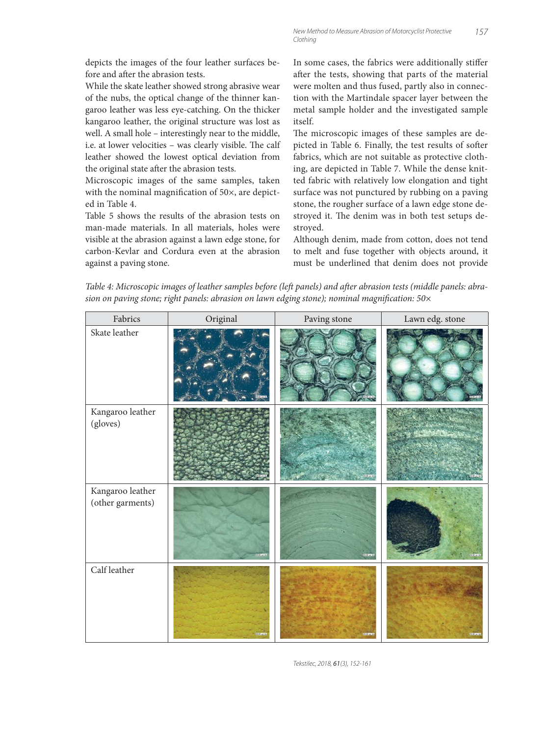depicts the images of the four leather surfaces before and after the abrasion tests.

While the skate leather showed strong abrasive wear of the nubs, the optical change of the thinner kangaroo leather was less eye-catching. On the thicker kangaroo leather, the original structure was lost as well. A small hole – interestingly near to the middle, i.e. at lower velocities – was clearly visible. The calf leather showed the lowest optical deviation from the original state after the abrasion tests.

Microscopic images of the same samples, taken with the nominal magnification of 50×, are depicted in Table 4.

Table 5 shows the results of the abrasion tests on man-made materials. In all materials, holes were visible at the abrasion against a lawn edge stone, for carbon-Kevlar and Cordura even at the abrasion against a paving stone.

In some cases, the fabrics were additionally stiffer after the tests, showing that parts of the material were molten and thus fused, partly also in connection with the Martindale spacer layer between the metal sample holder and the investigated sample itself.

The microscopic images of these samples are depicted in Table 6. Finally, the test results of softer fabrics, which are not suitable as protective clothing, are depicted in Table 7. While the dense knitted fabric with relatively low elongation and tight surface was not punctured by rubbing on a paving stone, the rougher surface of a lawn edge stone destroyed it. The denim was in both test setups destroyed.

Although denim, made from cotton, does not tend to melt and fuse together with objects around, it must be underlined that denim does not provide

*Table 4: Microscopic images of leather samples before (left panels) and after abrasion tests (middle panels: abrasion on paving stone; right panels: abrasion on lawn edging stone); nominal magnification: 50×*

| Fabrics | Original | Paving stone | Lawn edg. stone |
|---|---|---|---|
| Skate leather | | | |
| Kangaroo leather (gloves) | | | |
| Kangaroo leather (other garments) | | | |
| Calf leather | | | |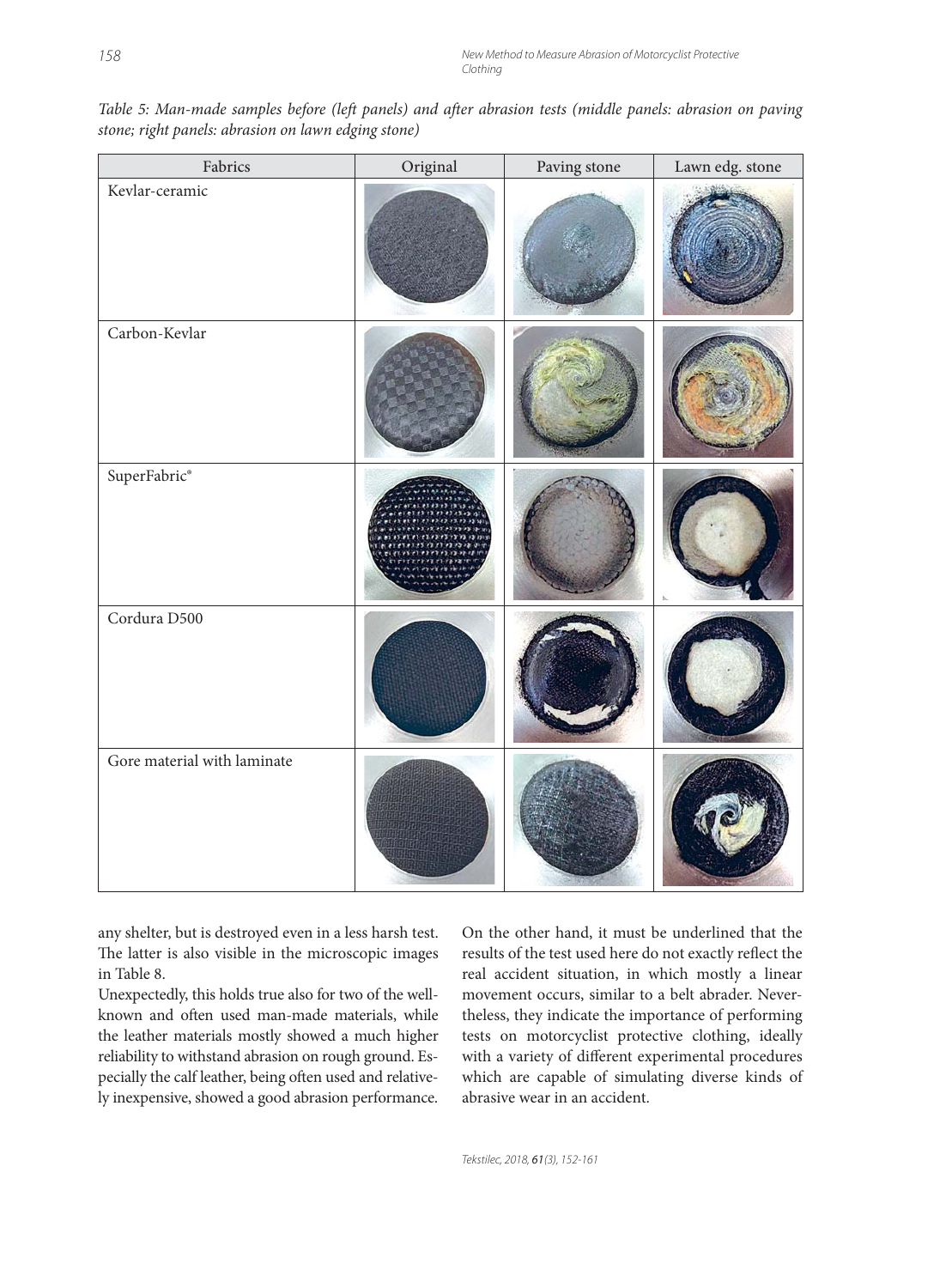*Table 5: Man-made samples before (left panels) and after abrasion tests (middle panels: abrasion on paving stone; right panels: abrasion on lawn edging stone)*

| Fabrics | Original | Paving stone | Lawn edg. stone |
|---|---|---|---|
| Kevlar-ceramic | | | |
| Carbon-Kevlar | | | |
| SuperFabric® | | | |
| Cordura D500 | | | |
| Gore material with laminate | | | |

any shelter, but is destroyed even in a less harsh test. The latter is also visible in the microscopic images in Table 8.

Unexpectedly, this holds true also for two of the well-known and often used man-made materials, while the leather materials mostly showed a much higher reliability to withstand abrasion on rough ground. Especially the calf leather, being often used and relatively inexpensive, showed a good abrasion performance.

On the other hand, it must be underlined that the results of the test used here do not exactly reflect the real accident situation, in which mostly a linear movement occurs, similar to a belt abrader. Nevertheless, they indicate the importance of performing tests on motorcyclist protective clothing, ideally with a variety of different experimental procedures which are capable of simulating diverse kinds of abrasive wear in an accident.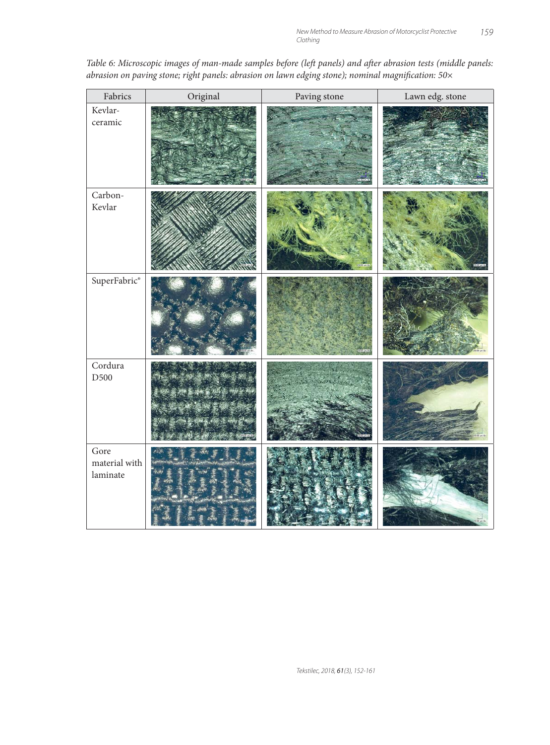*Table 6: Microscopic images of man-made samples before (left panels) and after abrasion tests (middle panels: abrasion on paving stone; right panels: abrasion on lawn edging stone); nominal magnification: 50×*

| Fabrics | Original | Paving stone | Lawn edg. stone |
|---|---|---|---|
| Kevlar-ceramic | | | |
| Carbon-Kevlar | | | |
| SuperFabric® | | | |
| Cordura D500 | | | |
| Gore material with laminate | | | |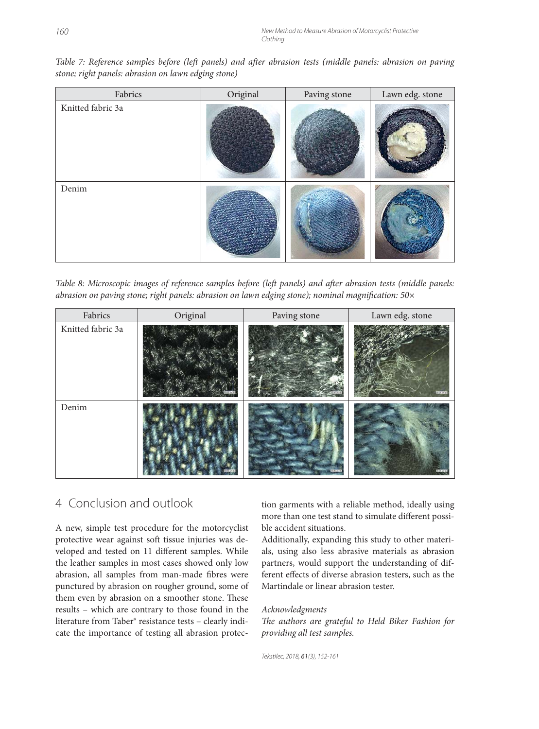Table 7: Reference samples before (left panels) and after abrasion tests (middle panels: abrasion on paving stone; right panels: abrasion on lawn edging stone)

| Fabrics | Original | Paving stone | Lawn edg. stone |
|---|---|---|---|
| Knitted fabric 3a | | | |
| Denim | | | |

Table 8: Microscopic images of reference samples before (left panels) and after abrasion tests (middle panels: abrasion on paving stone; right panels: abrasion on lawn edging stone); nominal magnification: 50×

| Fabrics | Original | Paving stone | Lawn edg. stone |
|---|---|---|---|
| Knitted fabric 3a | | | |
| Denim | | | |

## 4 Conclusion and outlook

A new, simple test procedure for the motorcyclist protective wear against soft tissue injuries was developed and tested on 11 different samples. While the leather samples in most cases showed only low abrasion, all samples from man-made fibres were punctured by abrasion on rougher ground, some of them even by abrasion on a smoother stone. These results – which are contrary to those found in the literature from Taber® resistance tests – clearly indicate the importance of testing all abrasion protection garments with a reliable method, ideally using more than one test stand to simulate different possible accident situations.

Additionally, expanding this study to other materials, using also less abrasive materials as abrasion partners, would support the understanding of different effects of diverse abrasion testers, such as the Martindale or linear abrasion tester.

*Acknowledgments*

*The authors are grateful to Held Biker Fashion for providing all test samples.*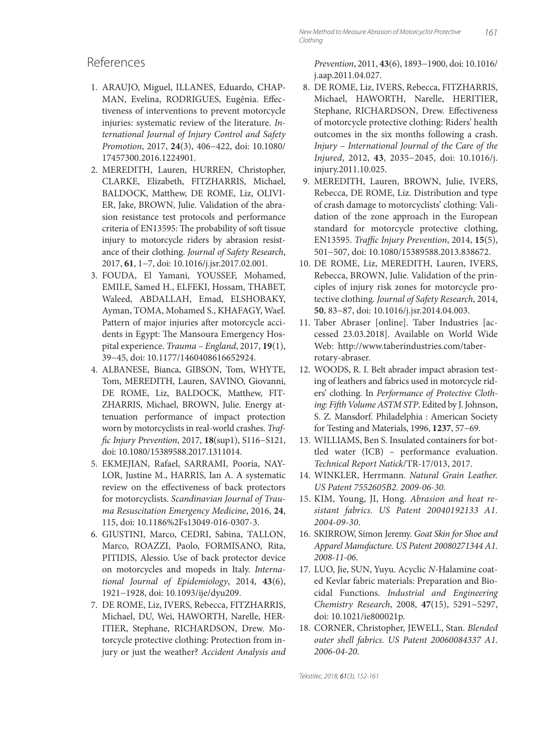## References

1. ARAUJO, Miguel, ILLANES, Eduardo, CHAPMAN, Evelina, RODRIGUES, Eugênia. Effectiveness of interventions to prevent motorcycle injuries: systematic review of the literature. *International Journal of Injury Control and Safety Promotion*, 2017, **24**(3), 406−422, doi: 10.1080/17457300.2016.1224901.
2. MEREDITH, Lauren, HURREN, Christopher, CLARKE, Elizabeth, FITZHARRIS, Michael, BALDOCK, Matthew, DE ROME, Liz, OLIVIER, Jake, BROWN, Julie. Validation of the abrasion resistance test protocols and performance criteria of EN13595: The probability of soft tissue injury to motorcycle riders by abrasion resistance of their clothing. *Journal of Safety Research*, 2017, **61**, 1−7, doi: 10.1016/j.jsr.2017.02.001.
3. FOUDA, El Yamani, YOUSSEF, Mohamed, EMILE, Samed H., ELFEKI, Hossam, THABET, Waleed, ABDALLAH, Emad, ELSHOBAKY, Ayman, TOMA, Mohamed S., KHAFAGY, Wael. Pattern of major injuries after motorcycle accidents in Egypt: The Mansoura Emergency Hospital experience. *Trauma – England*, 2017, **19**(1), 39−45, doi: 10.1177/1460408616652924.
4. ALBANESE, Bianca, GIBSON, Tom, WHYTE, Tom, MEREDITH, Lauren, SAVINO, Giovanni, DE ROME, Liz, BALDOCK, Matthew, FITZHARRIS, Michael, BROWN, Julie. Energy attenuation performance of impact protection worn by motorcyclists in real-world crashes. *Traffic Injury Prevention*, 2017, **18**(sup1), S116−S121, doi: 10.1080/15389588.2017.1311014.
5. EKMEJIAN, Rafael, SARRAMI, Pooria, NAYLOR, Justine M., HARRIS, Ian A. A systematic review on the effectiveness of back protectors for motorcyclists. *Scandinavian Journal of Trauma Resuscitation Emergency Medicine*, 2016, **24**, 115, doi: 10.1186%2Fs13049-016-0307-3.
6. GIUSTINI, Marco, CEDRI, Sabina, TALLON, Marco, ROAZZI, Paolo, FORMISANO, Rita, PITIDIS, Alessio. Use of back protector device on motorcycles and mopeds in Italy. *International Journal of Epidemiology*, 2014, **43**(6), 1921−1928, doi: 10.1093/ije/dyu209.
7. DE ROME, Liz, IVERS, Rebecca, FITZHARRIS, Michael, DU, Wei, HAWORTH, Narelle, HERITIER, Stephane, RICHARDSON, Drew. Motorcycle protective clothing: Protection from injury or just the weather? *Accident Analysis and Prevention*, 2011, **43**(6), 1893−1900, doi: 10.1016/j.aap.2011.04.027.
8. DE ROME, Liz, IVERS, Rebecca, FITZHARRIS, Michael, HAWORTH, Narelle, HERITIER, Stephane, RICHARDSON, Drew. Effectiveness of motorcycle protective clothing: Riders' health outcomes in the six months following a crash. *Injury – International Journal of the Care of the Injured*, 2012, **43**, 2035−2045, doi: 10.1016/j.injury.2011.10.025.
9. MEREDITH, Lauren, BROWN, Julie, IVERS, Rebecca, DE ROME, Liz. Distribution and type of crash damage to motorcyclists' clothing: Validation of the zone approach in the European standard for motorcycle protective clothing, EN13595. *Traffic Injury Prevention*, 2014, **15**(5), 501−507, doi: 10.1080/15389588.2013.838672.
10. DE ROME, Liz, MEREDITH, Lauren, IVERS, Rebecca, BROWN, Julie. Validation of the principles of injury risk zones for motorcycle protective clothing. *Journal of Safety Research*, 2014, **50**, 83−87, doi: 10.1016/j.jsr.2014.04.003.
11. Taber Abraser [online]. Taber Industries [accessed 23.03.2018]. Available on World Wide Web: http://www.taberindustries.com/taber-rotary-abraser.
12. WOODS, R. I. Belt abrader impact abrasion testing of leathers and fabrics used in motorcycle riders' clothing. In *Performance of Protective Clothing: Fifth Volume ASTM STP*. Edited by J. Johnson, S. Z. Mansdorf. Philadelphia : American Society for Testing and Materials, 1996, **1237**, 57−69.
13. WILLIAMS, Ben S. Insulated containers for bottled water (ICB) – performance evaluation. *Technical Report Natick*/TR-17/013, 2017.
14. WINKLER, Herrmann. *Natural Grain Leather. US Patent 7552605B2. 2009-06-30.*
15. KIM, Young, JI, Hong. *Abrasion and heat resistant fabrics. US Patent 20040192133 A1. 2004-09-30*.
16. SKIRROW, Simon Jeremy. *Goat Skin for Shoe and Apparel Manufacture. US Patent 20080271344 A1. 2008-11-06*.
17. LUO, Jie, SUN, Yuyu. Acyclic *N*-Halamine coated Kevlar fabric materials: Preparation and Biocidal Functions. *Industrial and Engineering Chemistry Research*, 2008, **47**(15), 5291−5297, doi: 10.1021/ie800021p.
18. CORNER, Christopher, JEWELL, Stan. *Blended outer shell fabrics. US Patent 20060084337 A1. 2006-04-20*.